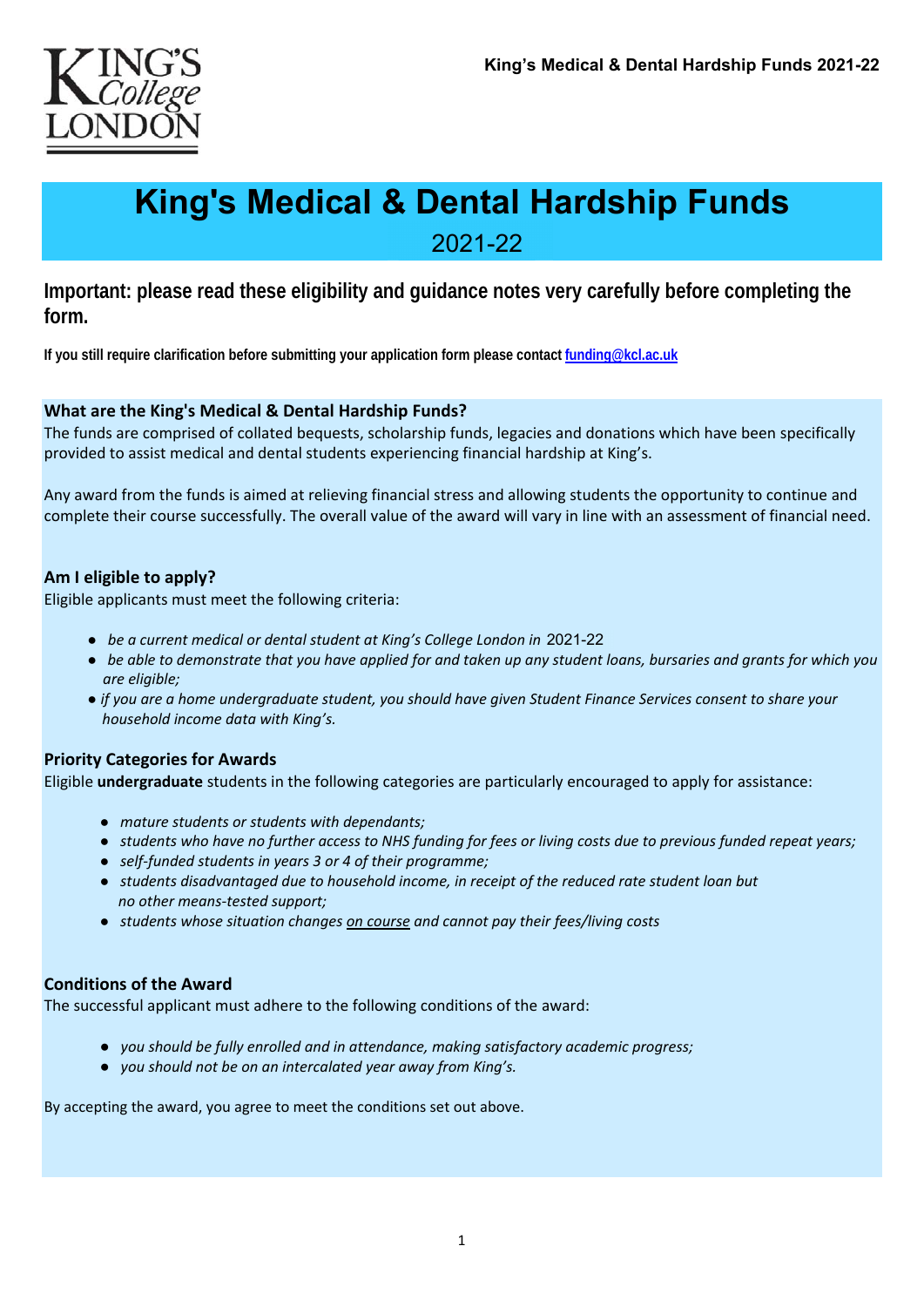# King's Medical & Dental Hardship Funds

## 2021-22

**Important: please read these eligibility and guidance notes very carefully before completing the form.**

**If you still require clarification before submitting your application form please contact [funding@kcl.ac.uk](mailto:funding@kcl.ac.uk)**

### What are the King's Medical & Dental Hardship Funds?

The funds are comprised of collated bequests, scholarship funds, legacies and donations which have been specifically provided to assist medical and dental students experiencing financial hardship at King's.

Any award from the funds is aimed at relieving financial stress and allowing students the opportunity to continue and complete their course successfully. The overall value of the award will vary in line with an assessment of financial need.

### Am I eligible to apply?

Eligible applicants must meet the following criteria:

- *be a current medical or dental student at King's College London in* 2021-22
- *be able to demonstrate that you have applied for and taken up any student loans, bursaries and grants for which you are eligible;*
- *if you are a home undergraduate student, you should have given Student Finance Services consent to share your household income data with King's.*

### Priority Categories for Awards

Eligible **undergraduate** students in the following categories are particularly encouraged to apply for assistance:

- *mature students or students with dependants;*
- *students who have no further access to NHS funding for fees or living costs due to previous funded repeat years;*
- *self-funded students in years 3 or 4 of their programme;*
- *students disadvantaged due to household income, in receipt of the reduced rate student loan but no other means-tested support;*
- *students whose situation changes* <u>*on course*</u> *and cannot pay their fees/living costs*

### Conditions of the Award

The successful applicant must adhere to the following conditions of the award:

- *you should be fully enrolled and in attendance, making satisfactory academic progress;*
- *you should not be on an intercalated year away from King's.*

By accepting the award, you agree to meet the conditions set out above.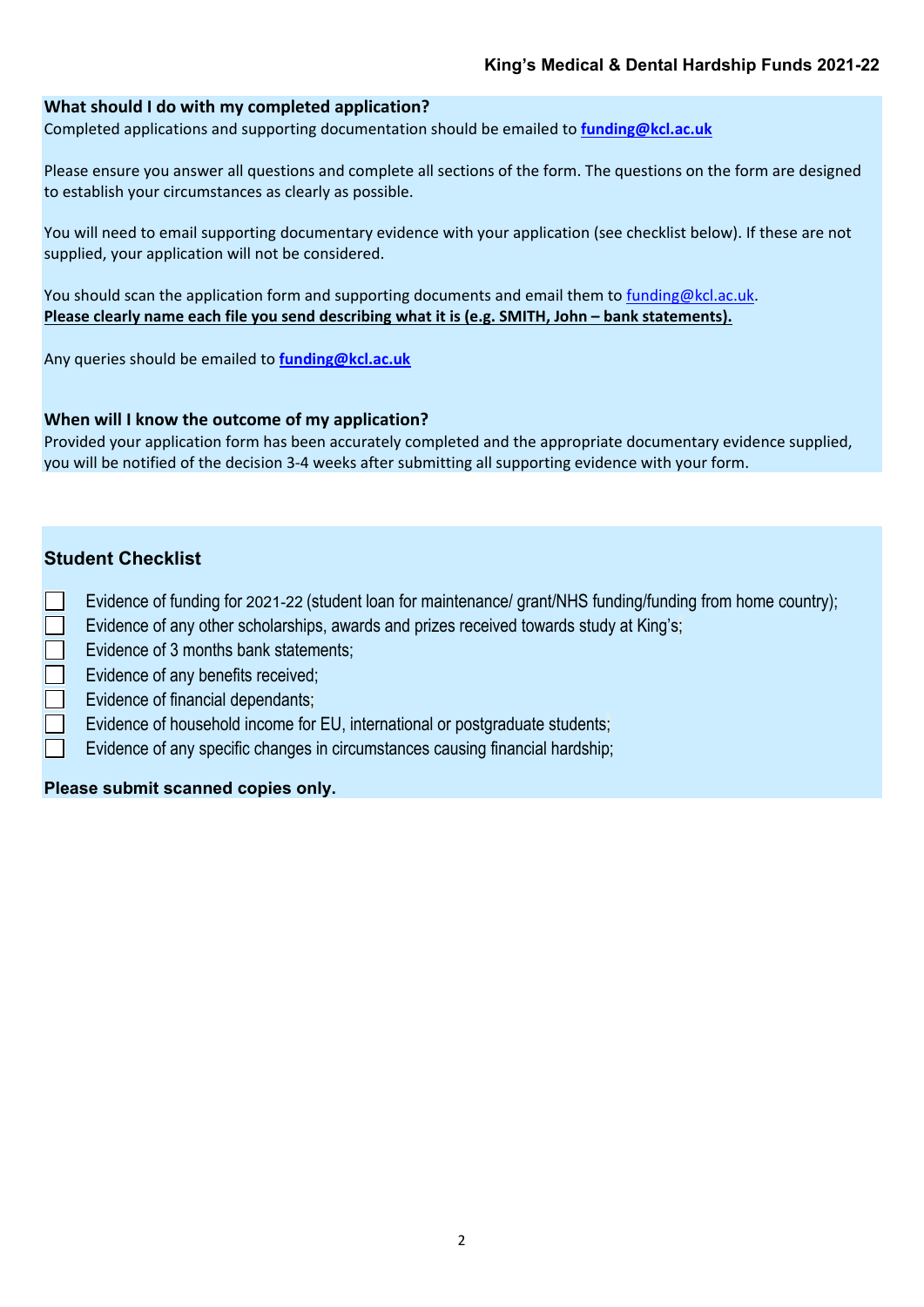## What should I do with my completed application?

Completed applications and supporting documentation should be emailed to **funding@kcl.ac.uk**

Please ensure you answer all questions and complete all sections of the form. The questions on the form are designed to establish your circumstances as clearly as possible.

You will need to email supporting documentary evidence with your application (see checklist below). If these are not supplied, your application will not be considered.

You should scan the application form and supporting documents and email them to funding@kcl.ac.uk.
**Please clearly name each file you send describing what it is (e.g. SMITH, John – bank statements).**

Any queries should be emailed to **funding@kcl.ac.uk**

## When will I know the outcome of my application?

Provided your application form has been accurately completed and the appropriate documentary evidence supplied, you will be notified of the decision 3-4 weeks after submitting all supporting evidence with your form.

## Student Checklist

- ☐ Evidence of funding for 2021-22 (student loan for maintenance/ grant/NHS funding/funding from home country);
- ☐ Evidence of any other scholarships, awards and prizes received towards study at King's;
- ☐ Evidence of 3 months bank statements;
- ☐ Evidence of any benefits received;
- ☐ Evidence of financial dependants;
- ☐ Evidence of household income for EU, international or postgraduate students;
- ☐ Evidence of any specific changes in circumstances causing financial hardship;

**Please submit scanned copies only.**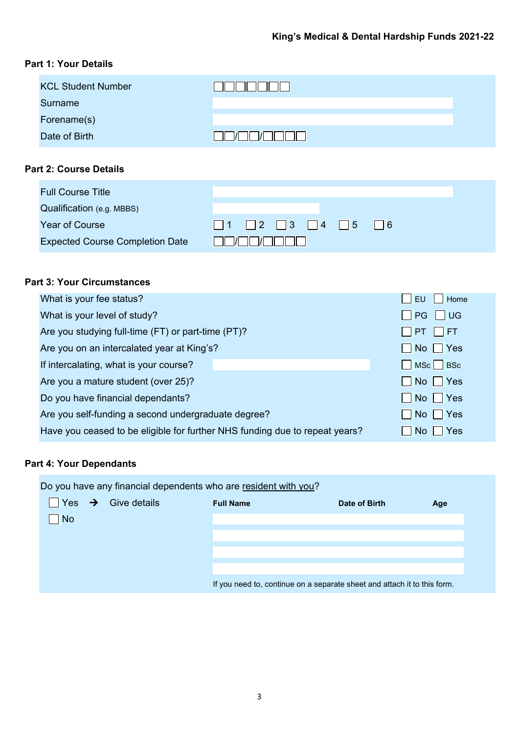King's Medical & Dental Hardship Funds 2021-22

## Part 1: Your Details

| | |
|---|---|
| KCL Student Number | ☐☐☐☐☐☐☐ |
| Surname | |
| Forename(s) | |
| Date of Birth | ☐☐/☐☐/☐☐☐☐ |

## Part 2: Course Details

| | |
|---|---|
| Full Course Title | |
| Qualification (e.g. MBBS) | |
| Year of Course | ☐ 1 ☐ 2 ☐ 3 ☐ 4 ☐ 5 ☐ 6 |
| Expected Course Completion Date | ☐☐/☐☐/☐☐☐☐ |

## Part 3: Your Circumstances

| | |
|---|---|
| What is your fee status? | ☐ EU ☐ Home |
| What is your level of study? | ☐ PG ☐ UG |
| Are you studying full-time (FT) or part-time (PT)? | ☐ PT ☐ FT |
| Are you on an intercalated year at King's? | ☐ No ☐ Yes |
| If intercalating, what is your course? | ☐ MSc ☐ BSc |
| Are you a mature student (over 25)? | ☐ No ☐ Yes |
| Do you have financial dependants? | ☐ No ☐ Yes |
| Are you self-funding a second undergraduate degree? | ☐ No ☐ Yes |
| Have you ceased to be eligible for further NHS funding due to repeat years? | ☐ No ☐ Yes |

## Part 4: Your Dependants

Do you have any financial dependents who are resident with you?

☐ Yes → Give details

☐ No

| Full Name | Date of Birth | Age |
|---|---|---|
| | | |
| | | |
| | | |
| | | |

If you need to, continue on a separate sheet and attach it to this form.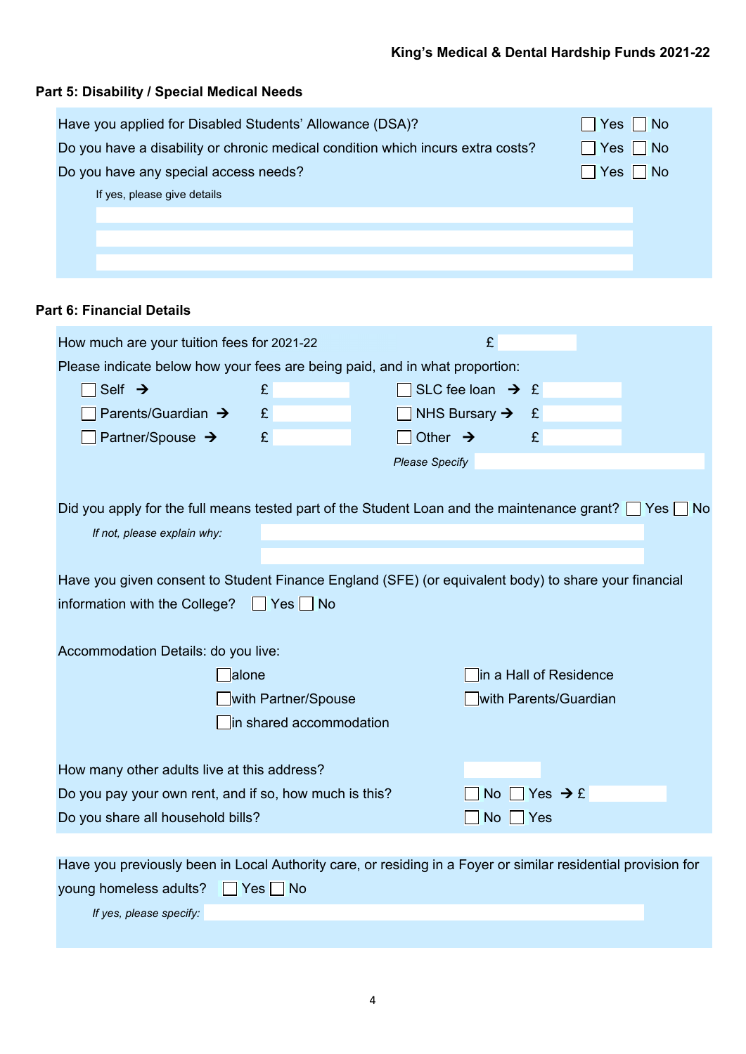## Part 5: Disability / Special Medical Needs

Have you applied for Disabled Students' Allowance (DSA)? ☐ Yes ☐ No

Do you have a disability or chronic medical condition which incurs extra costs? ☐ Yes ☐ No

Do you have any special access needs? ☐ Yes ☐ No

If yes, please give details

## Part 6: Financial Details

How much are your tuition fees for 2021-22 £

Please indicate below how your fees are being paid, and in what proportion:

| | | | |
|---|---|---|---|
| ☐ Self → | £ | ☐ SLC fee loan → | £ |
| ☐ Parents/Guardian → | £ | ☐ NHS Bursary → | £ |
| ☐ Partner/Spouse → | £ | ☐ Other → | £ |

*Please Specify*

Did you apply for the full means tested part of the Student Loan and the maintenance grant? ☐ Yes ☐ No

*If not, please explain why:*

Have you given consent to Student Finance England (SFE) (or equivalent body) to share your financial information with the College? ☐ Yes ☐ No

Accommodation Details: do you live:

- ☐ alone
- ☐ with Partner/Spouse
- ☐ in shared accommodation
- ☐ in a Hall of Residence
- ☐ with Parents/Guardian

How many other adults live at this address?

Do you pay your own rent, and if so, how much is this? ☐ No ☐ Yes → £

Do you share all household bills? ☐ No ☐ Yes

Have you previously been in Local Authority care, or residing in a Foyer or similar residential provision for young homeless adults? ☐ Yes ☐ No

*If yes, please specify:*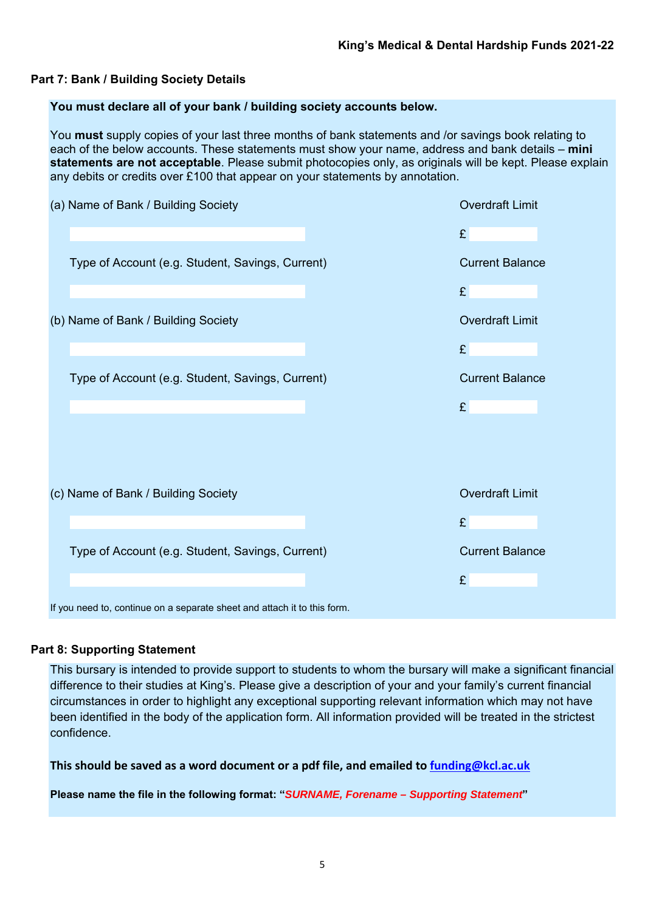## Part 7: Bank / Building Society Details

**You must declare all of your bank / building society accounts below.**

You **must** supply copies of your last three months of bank statements and /or savings book relating to each of the below accounts. These statements must show your name, address and bank details – **mini statements are not acceptable**. Please submit photocopies only, as originals will be kept. Please explain any debits or credits over £100 that appear on your statements by annotation.

(a) Name of Bank / Building Society ______________________ Overdraft Limit £ ________

Type of Account (e.g. Student, Savings, Current) ______________________ Current Balance £ ________

(b) Name of Bank / Building Society ______________________ Overdraft Limit £ ________

Type of Account (e.g. Student, Savings, Current) ______________________ Current Balance £ ________

(c) Name of Bank / Building Society ______________________ Overdraft Limit £ ________

Type of Account (e.g. Student, Savings, Current) ______________________ Current Balance £ ________

If you need to, continue on a separate sheet and attach it to this form.

## Part 8: Supporting Statement

This bursary is intended to provide support to students to whom the bursary will make a significant financial difference to their studies at King's. Please give a description of your and your family's current financial circumstances in order to highlight any exceptional supporting relevant information which may not have been identified in the body of the application form. All information provided will be treated in the strictest confidence.

**This should be saved as a word document or a pdf file, and emailed to funding@kcl.ac.uk**

**Please name the file in the following format: "*SURNAME, Forename – Supporting Statement*"**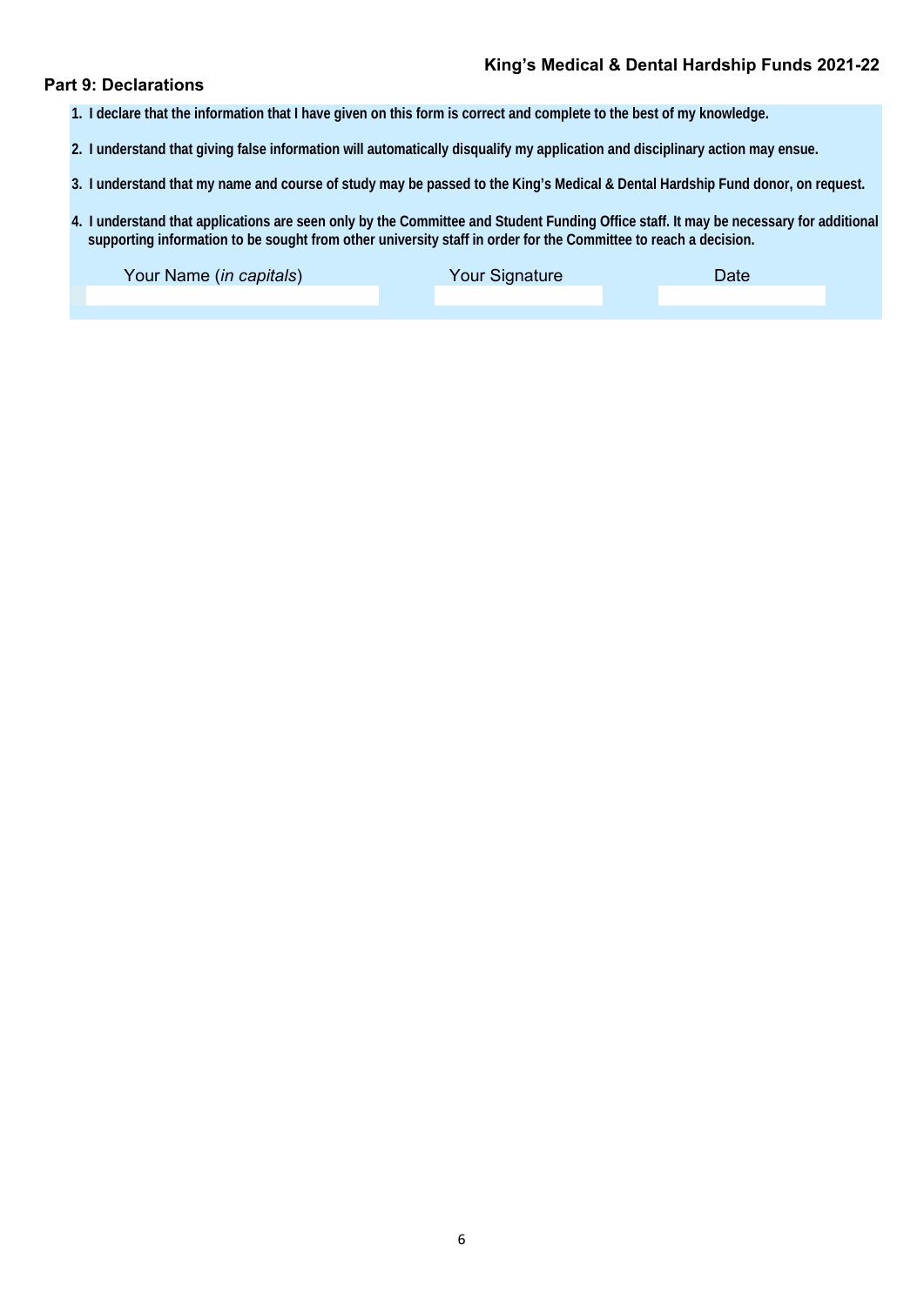## Part 9: Declarations

1. **I declare that the information that I have given on this form is correct and complete to the best of my knowledge.**
2. **I understand that giving false information will automatically disqualify my application and disciplinary action may ensue.**
3. **I understand that my name and course of study may be passed to the King's Medical & Dental Hardship Fund donor, on request.**
4. **I understand that applications are seen only by the Committee and Student Funding Office staff. It may be necessary for additional supporting information to be sought from other university staff in order for the Committee to reach a decision.**

| Your Name (*in capitals*) | Your Signature | Date |
|---|---|---|
| | | |